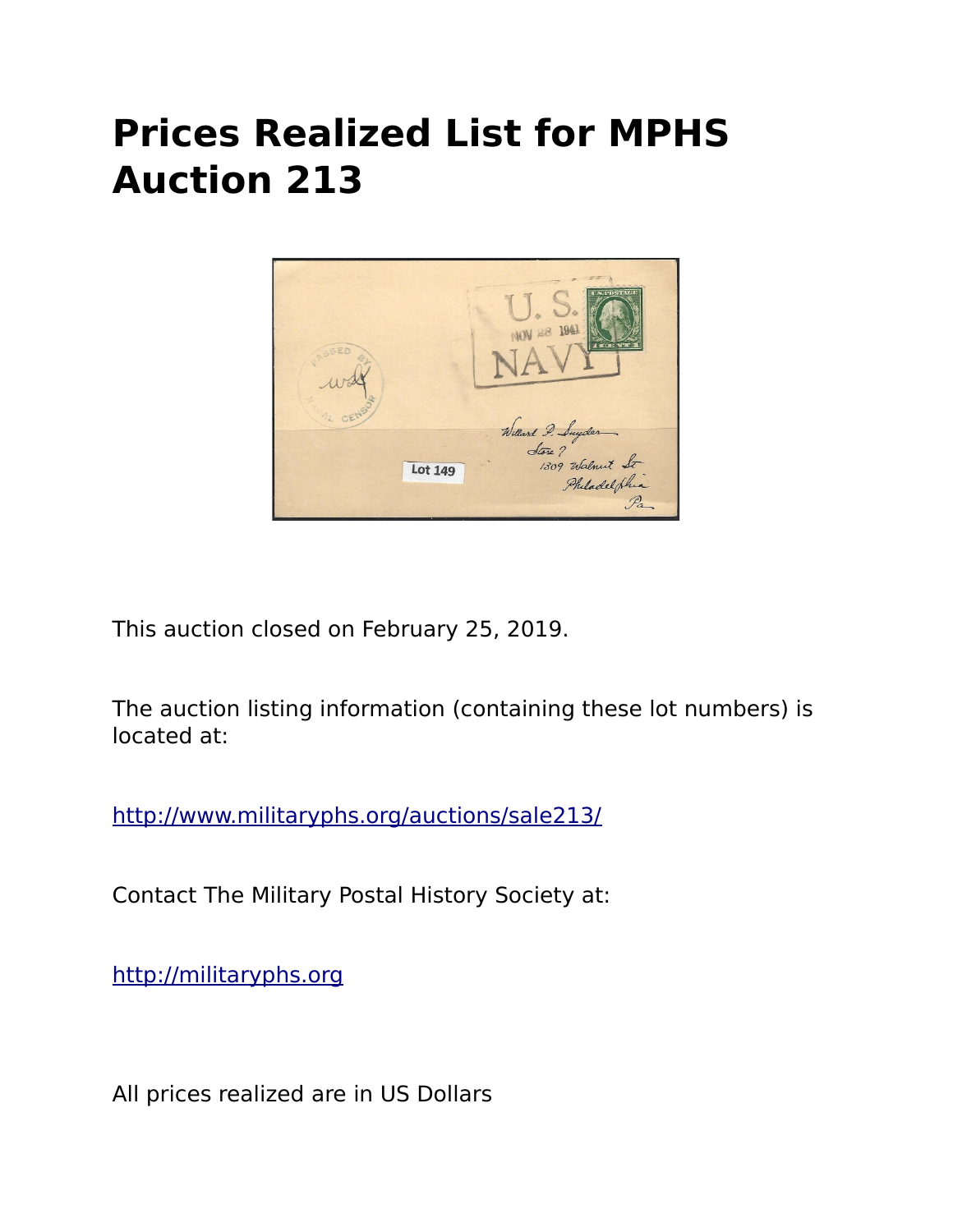# Prices Realized List for MPHS Auction 213

This auction closed on February 25, 2019.

The auction listing information (containing these lot numbers) is located at:

http://www.militaryphs.org/auctions/sale213/

Contact The Military Postal History Society at:

http://militaryphs.org

All prices realized are in US Dollars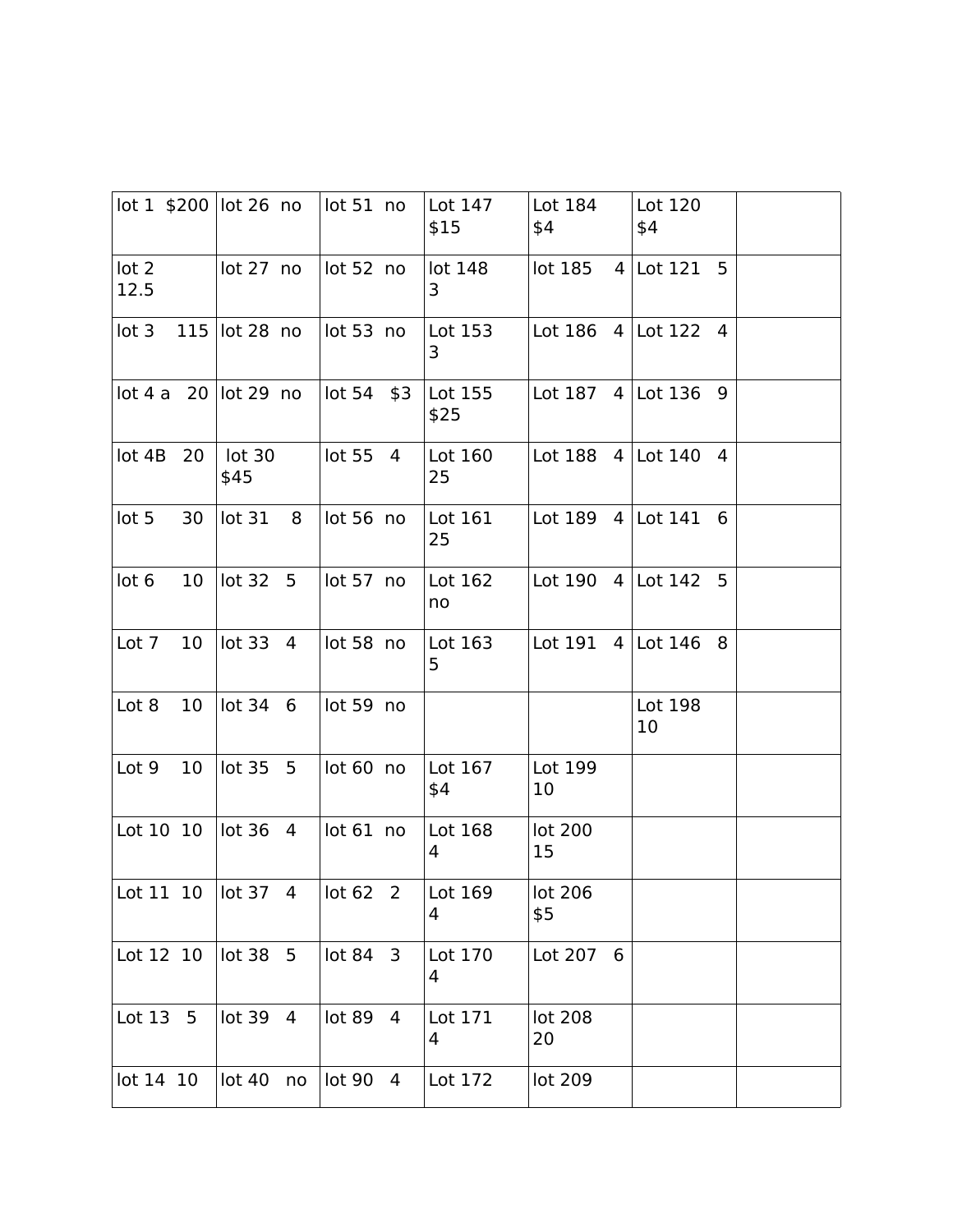| lot 1 $200 | lot 26 no | lot 51 no | Lot 147 $15 | Lot 184 $4 | Lot 120 $4 | |
|---|---|---|---|---|---|---|
| lot 2 12.5 | lot 27 no | lot 52 no | lot 148 3 | lot 185 4 | Lot 121 5 | |
| lot 3 115 | lot 28 no | lot 53 no | Lot 153 3 | Lot 186 4 | Lot 122 4 | |
| lot 4 a 20 | lot 29 no | lot 54 $3 | Lot 155 $25 | Lot 187 4 | Lot 136 9 | |
| lot 4B 20 | lot 30 $45 | lot 55 4 | Lot 160 25 | Lot 188 4 | Lot 140 4 | |
| lot 5 30 | lot 31 8 | lot 56 no | Lot 161 25 | Lot 189 4 | Lot 141 6 | |
| lot 6 10 | lot 32 5 | lot 57 no | Lot 162 no | Lot 190 4 | Lot 142 5 | |
| Lot 7 10 | lot 33 4 | lot 58 no | Lot 163 5 | Lot 191 4 | Lot 146 8 | |
| Lot 8 10 | lot 34 6 | lot 59 no | | | Lot 198 10 | |
| Lot 9 10 | lot 35 5 | lot 60 no | Lot 167 $4 | Lot 199 10 | | |
| Lot 10 10 | lot 36 4 | lot 61 no | Lot 168 4 | lot 200 15 | | |
| Lot 11 10 | lot 37 4 | lot 62 2 | Lot 169 4 | lot 206 $5 | | |
| Lot 12 10 | lot 38 5 | lot 84 3 | Lot 170 4 | Lot 207 6 | | |
| Lot 13 5 | lot 39 4 | lot 89 4 | Lot 171 4 | lot 208 20 | | |
| lot 14 10 | lot 40 no | lot 90 4 | Lot 172 | lot 209 | | |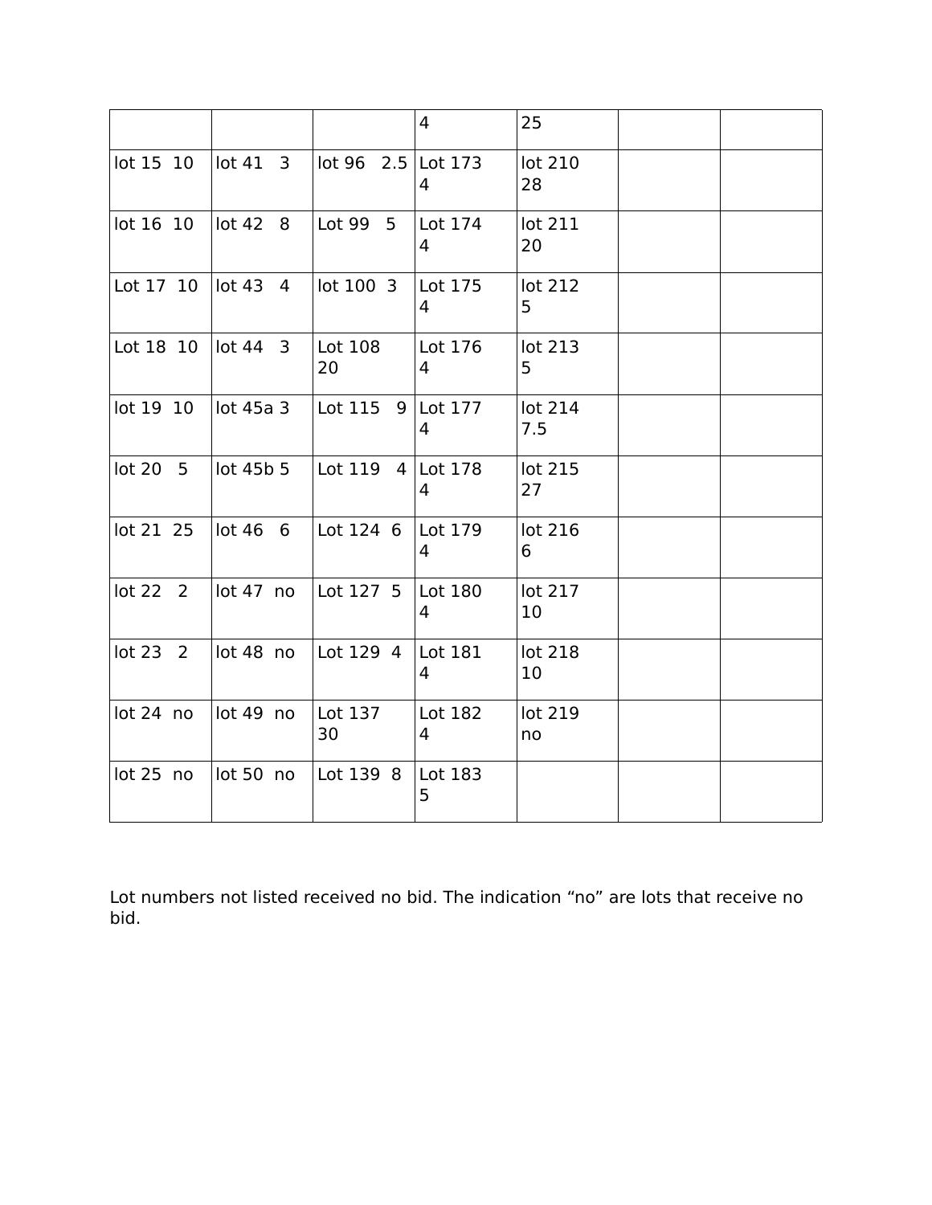| | | | | | | |
|---|---|---|---|---|---|---|
| | | | 4 | 25 | | |
| lot 15  10 | lot 41   3 | lot 96   2.5 | Lot 173 4 | lot 210 28 | | |
| lot 16  10 | lot 42   8 | Lot 99   5 | Lot 174 4 | lot 211 20 | | |
| Lot 17  10 | lot 43   4 | lot 100  3 | Lot 175 4 | lot 212 5 | | |
| Lot 18  10 | lot 44   3 | Lot 108 20 | Lot 176 4 | lot 213 5 | | |
| lot 19  10 | lot 45a 3 | Lot 115   9 | Lot 177 4 | lot 214 7.5 | | |
| lot 20   5 | lot 45b 5 | Lot 119   4 | Lot 178 4 | lot 215 27 | | |
| lot 21  25 | lot 46   6 | Lot 124  6 | Lot 179 4 | lot 216 6 | | |
| lot 22   2 | lot 47  no | Lot 127  5 | Lot 180 4 | lot 217 10 | | |
| lot 23   2 | lot 48  no | Lot 129  4 | Lot 181 4 | lot 218 10 | | |
| lot 24  no | lot 49  no | Lot 137 30 | Lot 182 4 | lot 219 no | | |
| lot 25  no | lot 50  no | Lot 139  8 | Lot 183 5 | | | |

Lot numbers not listed received no bid. The indication “no” are lots that receive no bid.